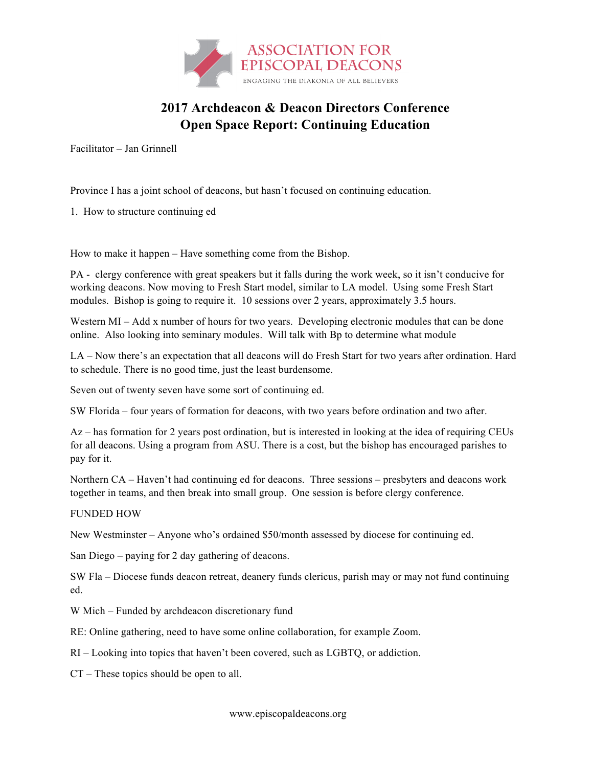# 2017 Archdeacon & Deacon Directors Conference
## Open Space Report: Continuing Education

Facilitator – Jan Grinnell

Province I has a joint school of deacons, but hasn't focused on continuing education.

1. How to structure continuing ed

How to make it happen – Have something come from the Bishop.

PA - clergy conference with great speakers but it falls during the work week, so it isn't conducive for working deacons. Now moving to Fresh Start model, similar to LA model. Using some Fresh Start modules. Bishop is going to require it. 10 sessions over 2 years, approximately 3.5 hours.

Western MI – Add x number of hours for two years. Developing electronic modules that can be done online. Also looking into seminary modules. Will talk with Bp to determine what module

LA – Now there's an expectation that all deacons will do Fresh Start for two years after ordination. Hard to schedule. There is no good time, just the least burdensome.

Seven out of twenty seven have some sort of continuing ed.

SW Florida – four years of formation for deacons, with two years before ordination and two after.

Az – has formation for 2 years post ordination, but is interested in looking at the idea of requiring CEUs for all deacons. Using a program from ASU. There is a cost, but the bishop has encouraged parishes to pay for it.

Northern CA – Haven't had continuing ed for deacons. Three sessions – presbyters and deacons work together in teams, and then break into small group. One session is before clergy conference.

FUNDED HOW

New Westminster – Anyone who's ordained $50/month assessed by diocese for continuing ed.

San Diego – paying for 2 day gathering of deacons.

SW Fla – Diocese funds deacon retreat, deanery funds clericus, parish may or may not fund continuing ed.

W Mich – Funded by archdeacon discretionary fund

RE: Online gathering, need to have some online collaboration, for example Zoom.

RI – Looking into topics that haven't been covered, such as LGBTQ, or addiction.

CT – These topics should be open to all.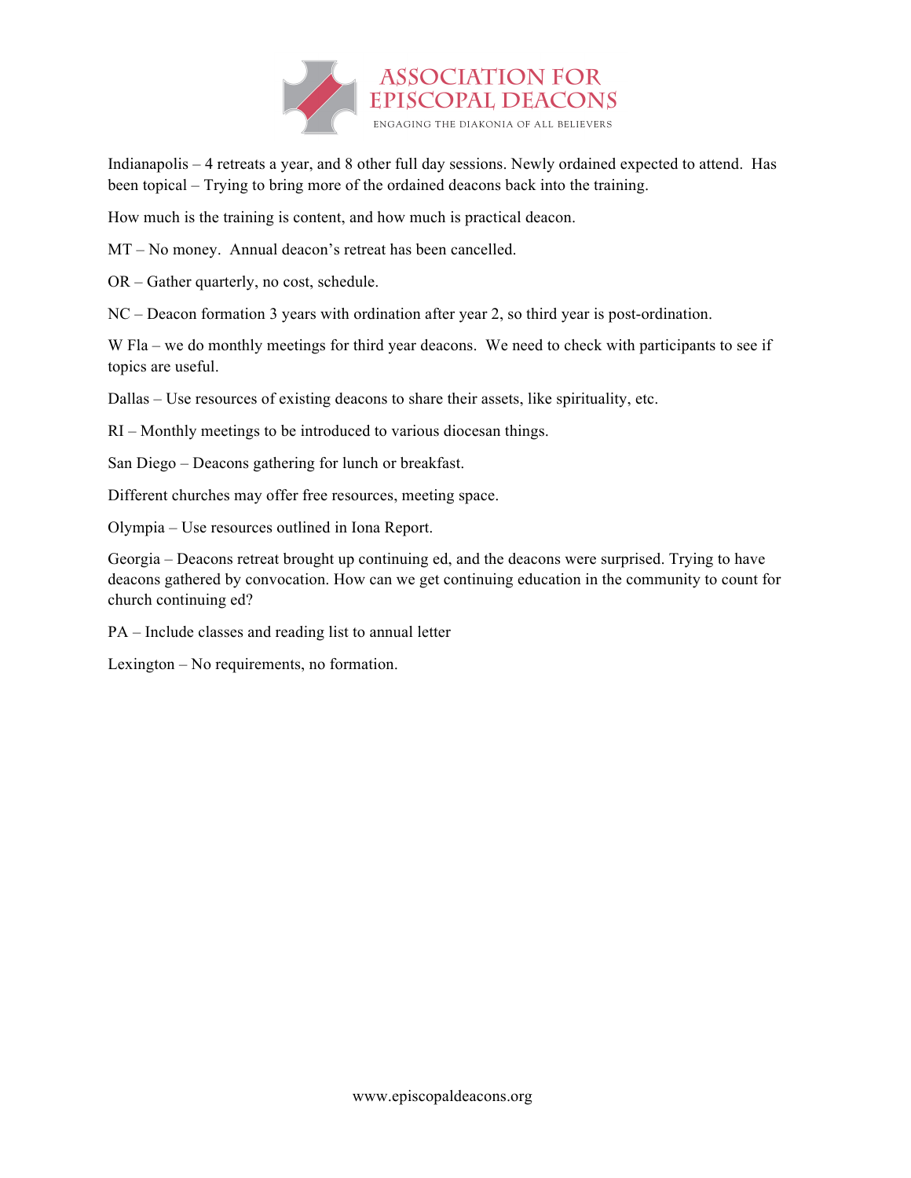Indianapolis – 4 retreats a year, and 8 other full day sessions. Newly ordained expected to attend. Has been topical – Trying to bring more of the ordained deacons back into the training.

How much is the training is content, and how much is practical deacon.

MT – No money. Annual deacon's retreat has been cancelled.

OR – Gather quarterly, no cost, schedule.

NC – Deacon formation 3 years with ordination after year 2, so third year is post-ordination.

W Fla – we do monthly meetings for third year deacons. We need to check with participants to see if topics are useful.

Dallas – Use resources of existing deacons to share their assets, like spirituality, etc.

RI – Monthly meetings to be introduced to various diocesan things.

San Diego – Deacons gathering for lunch or breakfast.

Different churches may offer free resources, meeting space.

Olympia – Use resources outlined in Iona Report.

Georgia – Deacons retreat brought up continuing ed, and the deacons were surprised. Trying to have deacons gathered by convocation. How can we get continuing education in the community to count for church continuing ed?

PA – Include classes and reading list to annual letter

Lexington – No requirements, no formation.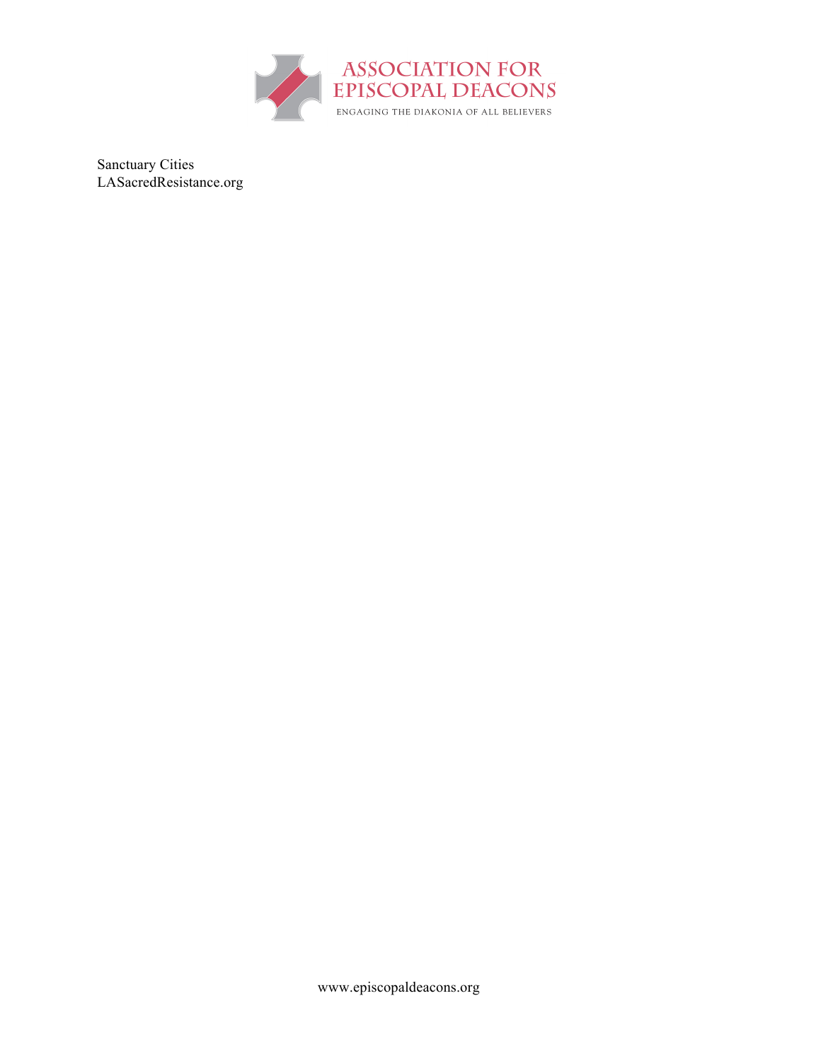Sanctuary Cities
LASacredResistance.org